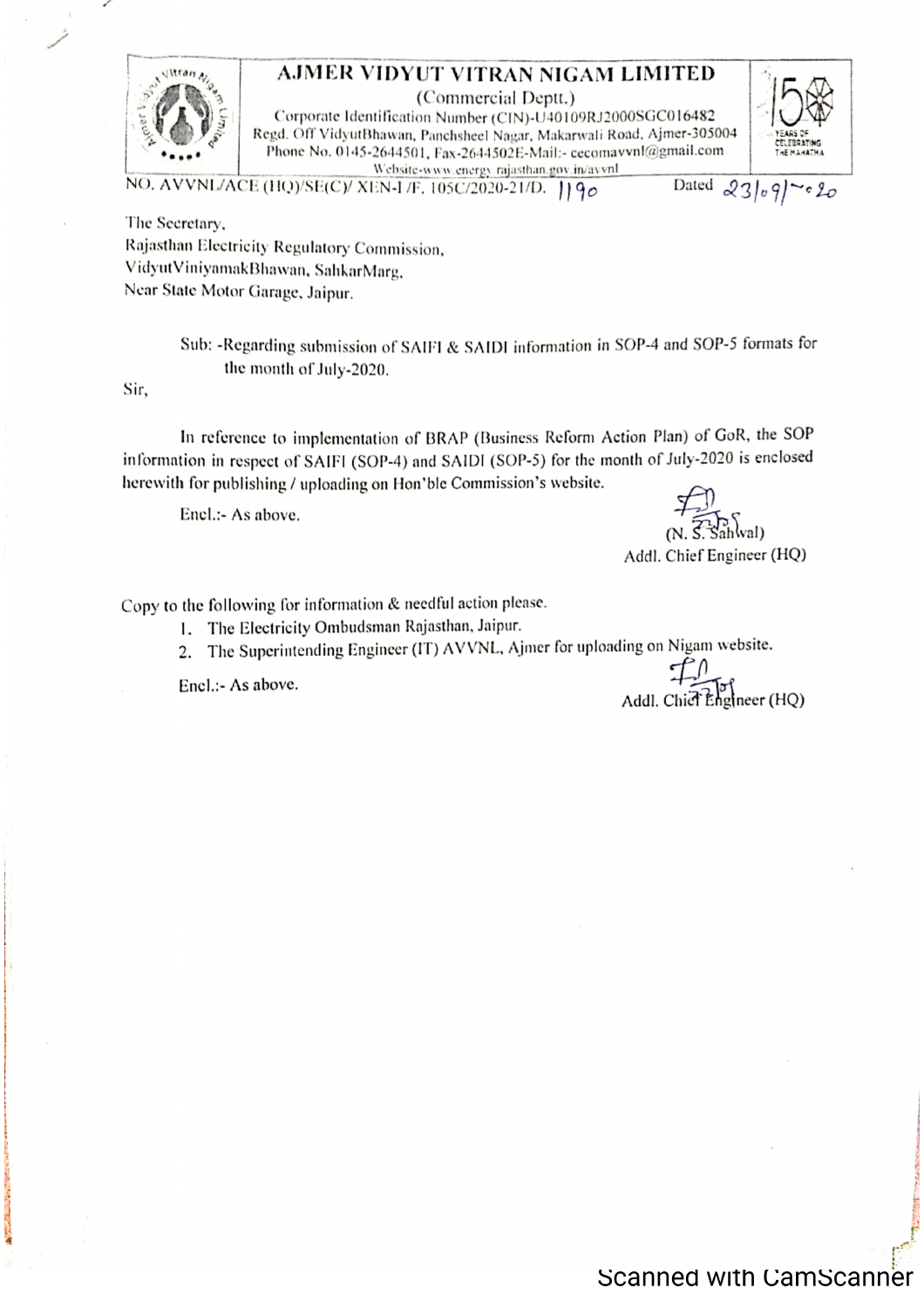# AJMER VIDYUT VITRAN NIGAM LIMITED

(Commercial Deptt.)

Corporate Identification Number (CIN)-U40109RJ2000SGC016482

Regd. Off VidyutBhawan, Panchsheel Nagar, Makarwali Road, Ajmer-305004

Phone No. 0145-2644501, Fax-2644502E-Mail:- cecomavvnl@gmail.com

Website-www.energy.rajasthan.gov.in/avvnl

NO. AVVNL/ACE (HQ)/SE(C)/ XEN-I /F. 105C/2020-21/D. 1190 Dated 23/09/2020

The Secretary,
Rajasthan Electricity Regulatory Commission,
VidyutViniyamakBhawan, SahkarMarg,
Near State Motor Garage, Jaipur.

Sub: -Regarding submission of SAIFI & SAIDI information in SOP-4 and SOP-5 formats for the month of July-2020.

Sir,

In reference to implementation of BRAP (Business Reform Action Plan) of GoR, the SOP information in respect of SAIFI (SOP-4) and SAIDI (SOP-5) for the month of July-2020 is enclosed herewith for publishing / uploading on Hon'ble Commission's website.

Encl.:- As above.

(N. S. Sahwal)
Addl. Chief Engineer (HQ)

Copy to the following for information & needful action please.

1. The Electricity Ombudsman Rajasthan, Jaipur.
2. The Superintending Engineer (IT) AVVNL, Ajmer for uploading on Nigam website.

Encl.:- As above.

Addl. Chief Engineer (HQ)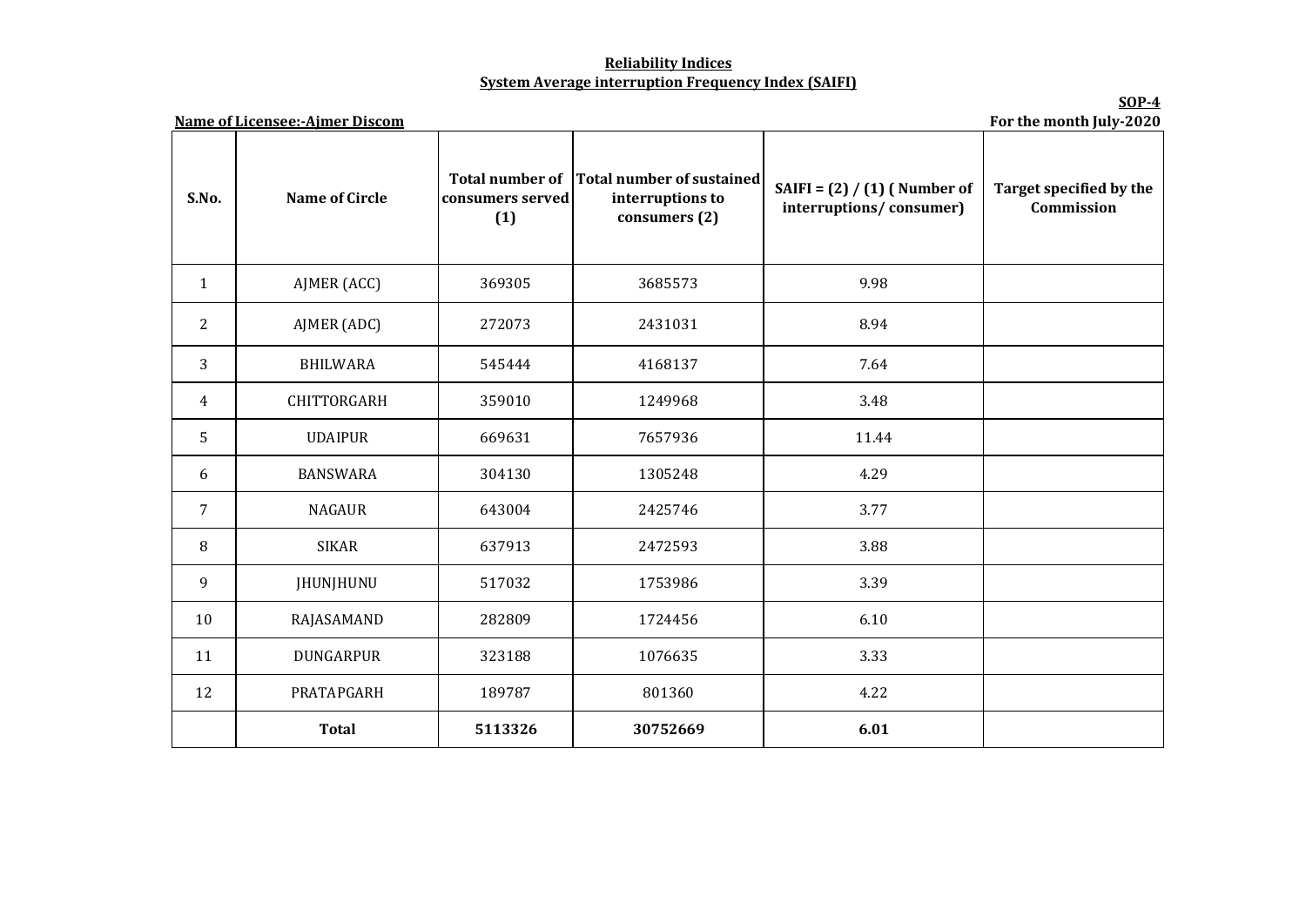**Reliability Indices**

**System Average interruption Frequency Index (SAIFI)**

**SOP-4**

**Name of Licensee:-Ajmer Discom**

**For the month July-2020**

| S.No. | Name of Circle | Total number of consumers served (1) | Total number of sustained interruptions to consumers (2) | SAIFI = (2) / (1) ( Number of interruptions/ consumer) | Target specified by the Commission |
|---|---|---|---|---|---|
| 1 | AJMER (ACC) | 369305 | 3685573 | 9.98 | |
| 2 | AJMER (ADC) | 272073 | 2431031 | 8.94 | |
| 3 | BHILWARA | 545444 | 4168137 | 7.64 | |
| 4 | CHITTORGARH | 359010 | 1249968 | 3.48 | |
| 5 | UDAIPUR | 669631 | 7657936 | 11.44 | |
| 6 | BANSWARA | 304130 | 1305248 | 4.29 | |
| 7 | NAGAUR | 643004 | 2425746 | 3.77 | |
| 8 | SIKAR | 637913 | 2472593 | 3.88 | |
| 9 | JHUNJHUNU | 517032 | 1753986 | 3.39 | |
| 10 | RAJASAMAND | 282809 | 1724456 | 6.10 | |
| 11 | DUNGARPUR | 323188 | 1076635 | 3.33 | |
| 12 | PRATAPGARH | 189787 | 801360 | 4.22 | |
| | **Total** | **5113326** | **30752669** | **6.01** | |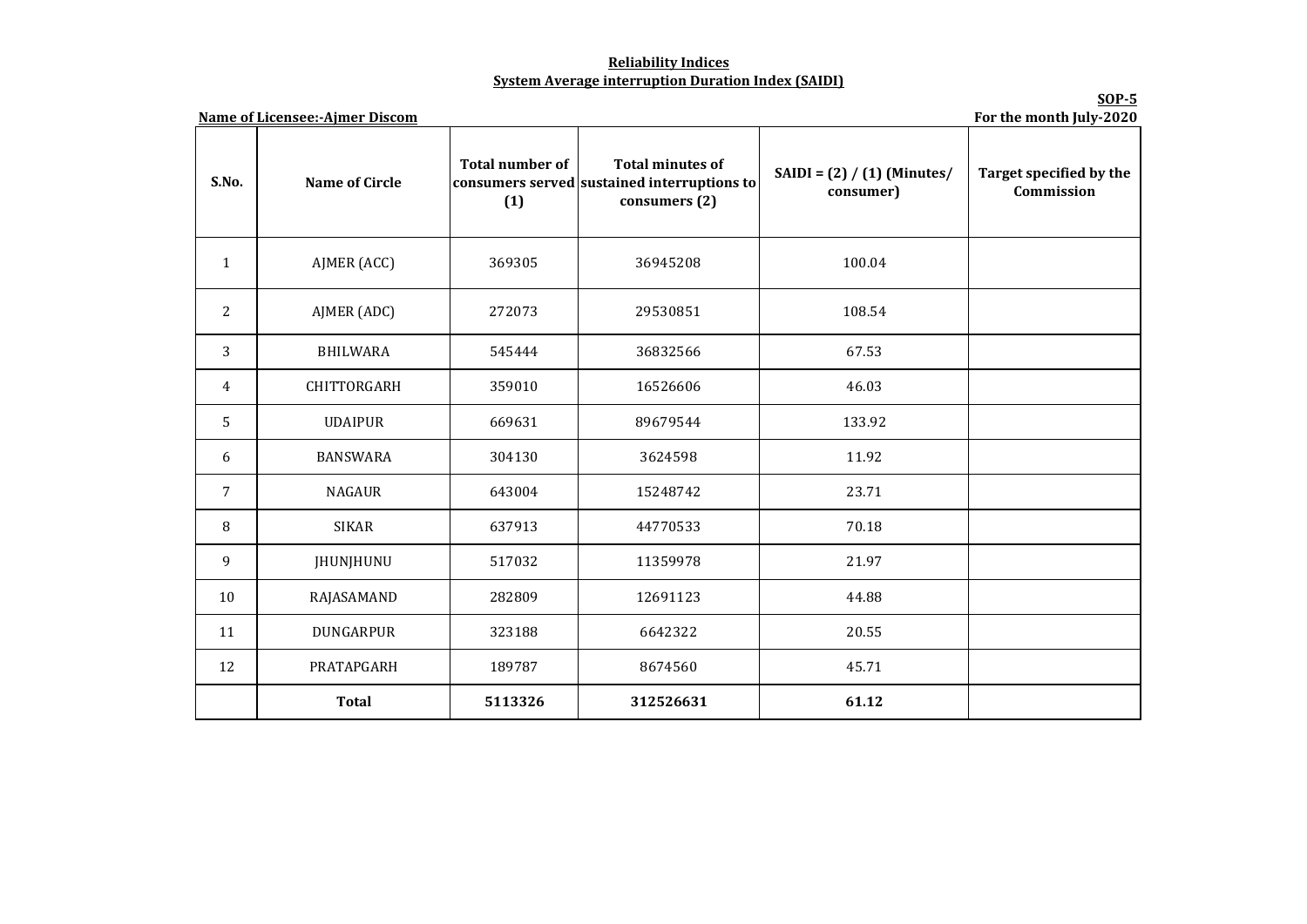**Reliability Indices**
**System Average interruption Duration Index (SAIDI)**

**SOP-5**

**Name of Licensee:-Ajmer Discom** | **For the month July-2020**

| S.No. | Name of Circle | Total number of consumers served (1) | Total minutes of sustained interruptions to consumers (2) | SAIDI = (2) / (1) (Minutes/ consumer) | Target specified by the Commission |
|---|---|---|---|---|---|
| 1 | AJMER (ACC) | 369305 | 36945208 | 100.04 | |
| 2 | AJMER (ADC) | 272073 | 29530851 | 108.54 | |
| 3 | BHILWARA | 545444 | 36832566 | 67.53 | |
| 4 | CHITTORGARH | 359010 | 16526606 | 46.03 | |
| 5 | UDAIPUR | 669631 | 89679544 | 133.92 | |
| 6 | BANSWARA | 304130 | 3624598 | 11.92 | |
| 7 | NAGAUR | 643004 | 15248742 | 23.71 | |
| 8 | SIKAR | 637913 | 44770533 | 70.18 | |
| 9 | JHUNJHUNU | 517032 | 11359978 | 21.97 | |
| 10 | RAJASAMAND | 282809 | 12691123 | 44.88 | |
| 11 | DUNGARPUR | 323188 | 6642322 | 20.55 | |
| 12 | PRATAPGARH | 189787 | 8674560 | 45.71 | |
| | **Total** | **5113326** | **312526631** | **61.12** | |